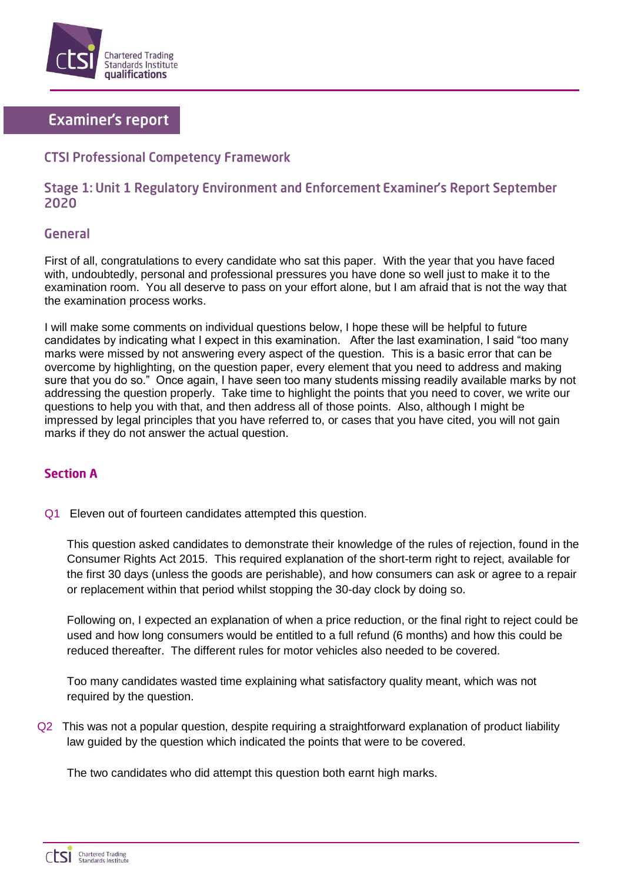# Examiner's report

## CTSI Professional Competency Framework

## Stage 1: Unit 1 Regulatory Environment and Enforcement Examiner's Report September 2020

### General

First of all, congratulations to every candidate who sat this paper. With the year that you have faced with, undoubtedly, personal and professional pressures you have done so well just to make it to the examination room. You all deserve to pass on your effort alone, but I am afraid that is not the way that the examination process works.

I will make some comments on individual questions below, I hope these will be helpful to future candidates by indicating what I expect in this examination. After the last examination, I said "too many marks were missed by not answering every aspect of the question. This is a basic error that can be overcome by highlighting, on the question paper, every element that you need to address and making sure that you do so." Once again, I have seen too many students missing readily available marks by not addressing the question properly. Take time to highlight the points that you need to cover, we write our questions to help you with that, and then address all of those points. Also, although I might be impressed by legal principles that you have referred to, or cases that you have cited, you will not gain marks if they do not answer the actual question.

### Section A

Q1 Eleven out of fourteen candidates attempted this question.

This question asked candidates to demonstrate their knowledge of the rules of rejection, found in the Consumer Rights Act 2015. This required explanation of the short-term right to reject, available for the first 30 days (unless the goods are perishable), and how consumers can ask or agree to a repair or replacement within that period whilst stopping the 30-day clock by doing so.

Following on, I expected an explanation of when a price reduction, or the final right to reject could be used and how long consumers would be entitled to a full refund (6 months) and how this could be reduced thereafter. The different rules for motor vehicles also needed to be covered.

Too many candidates wasted time explaining what satisfactory quality meant, which was not required by the question.

Q2 This was not a popular question, despite requiring a straightforward explanation of product liability law guided by the question which indicated the points that were to be covered.

The two candidates who did attempt this question both earnt high marks.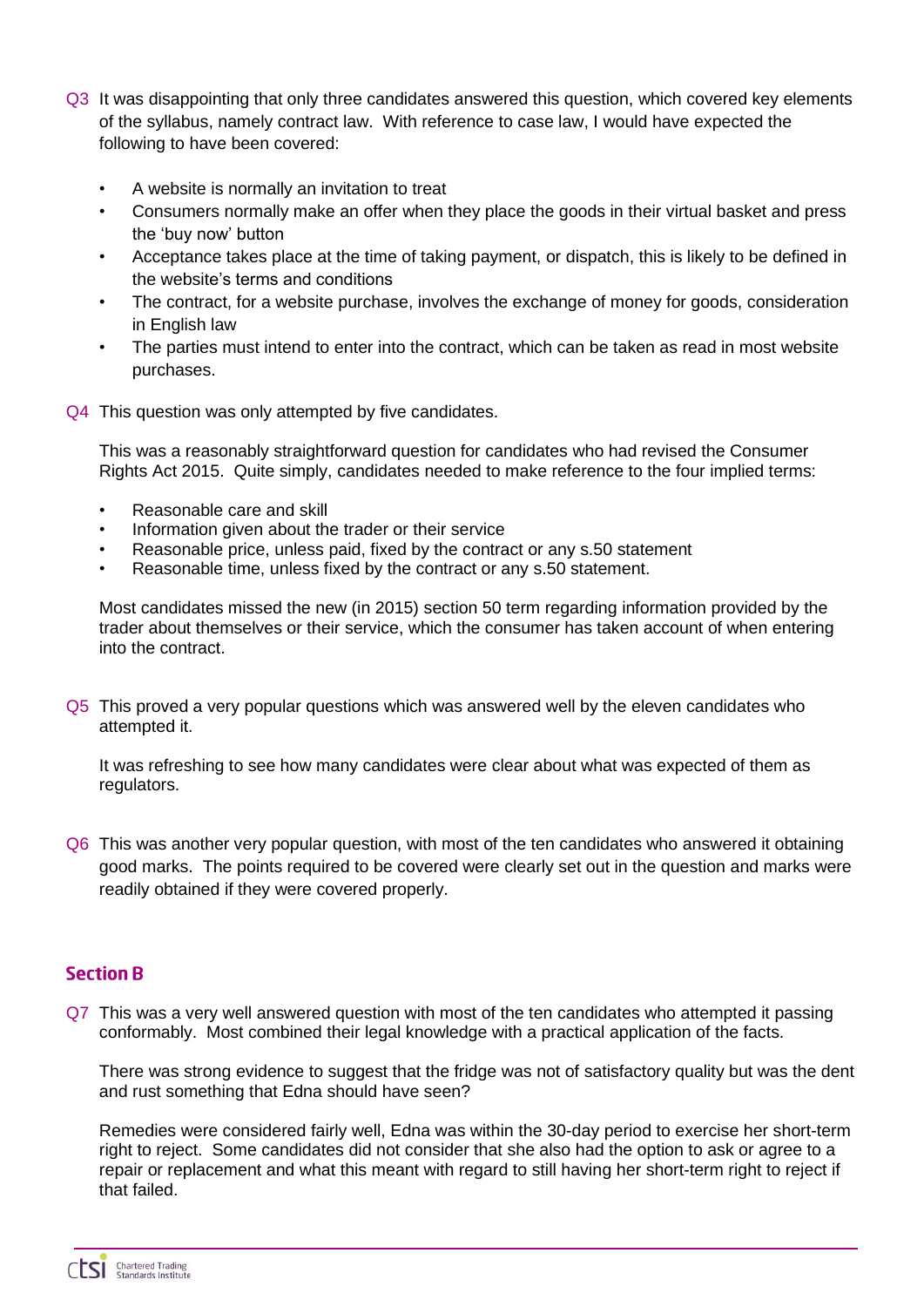Q3 It was disappointing that only three candidates answered this question, which covered key elements of the syllabus, namely contract law. With reference to case law, I would have expected the following to have been covered:

- A website is normally an invitation to treat
- Consumers normally make an offer when they place the goods in their virtual basket and press the 'buy now' button
- Acceptance takes place at the time of taking payment, or dispatch, this is likely to be defined in the website's terms and conditions
- The contract, for a website purchase, involves the exchange of money for goods, consideration in English law
- The parties must intend to enter into the contract, which can be taken as read in most website purchases.

Q4 This question was only attempted by five candidates.

This was a reasonably straightforward question for candidates who had revised the Consumer Rights Act 2015. Quite simply, candidates needed to make reference to the four implied terms:

- Reasonable care and skill
- Information given about the trader or their service
- Reasonable price, unless paid, fixed by the contract or any s.50 statement
- Reasonable time, unless fixed by the contract or any s.50 statement.

Most candidates missed the new (in 2015) section 50 term regarding information provided by the trader about themselves or their service, which the consumer has taken account of when entering into the contract.

Q5 This proved a very popular questions which was answered well by the eleven candidates who attempted it.

It was refreshing to see how many candidates were clear about what was expected of them as regulators.

Q6 This was another very popular question, with most of the ten candidates who answered it obtaining good marks. The points required to be covered were clearly set out in the question and marks were readily obtained if they were covered properly.

## Section B

Q7 This was a very well answered question with most of the ten candidates who attempted it passing conformably. Most combined their legal knowledge with a practical application of the facts.

There was strong evidence to suggest that the fridge was not of satisfactory quality but was the dent and rust something that Edna should have seen?

Remedies were considered fairly well, Edna was within the 30-day period to exercise her short-term right to reject. Some candidates did not consider that she also had the option to ask or agree to a repair or replacement and what this meant with regard to still having her short-term right to reject if that failed.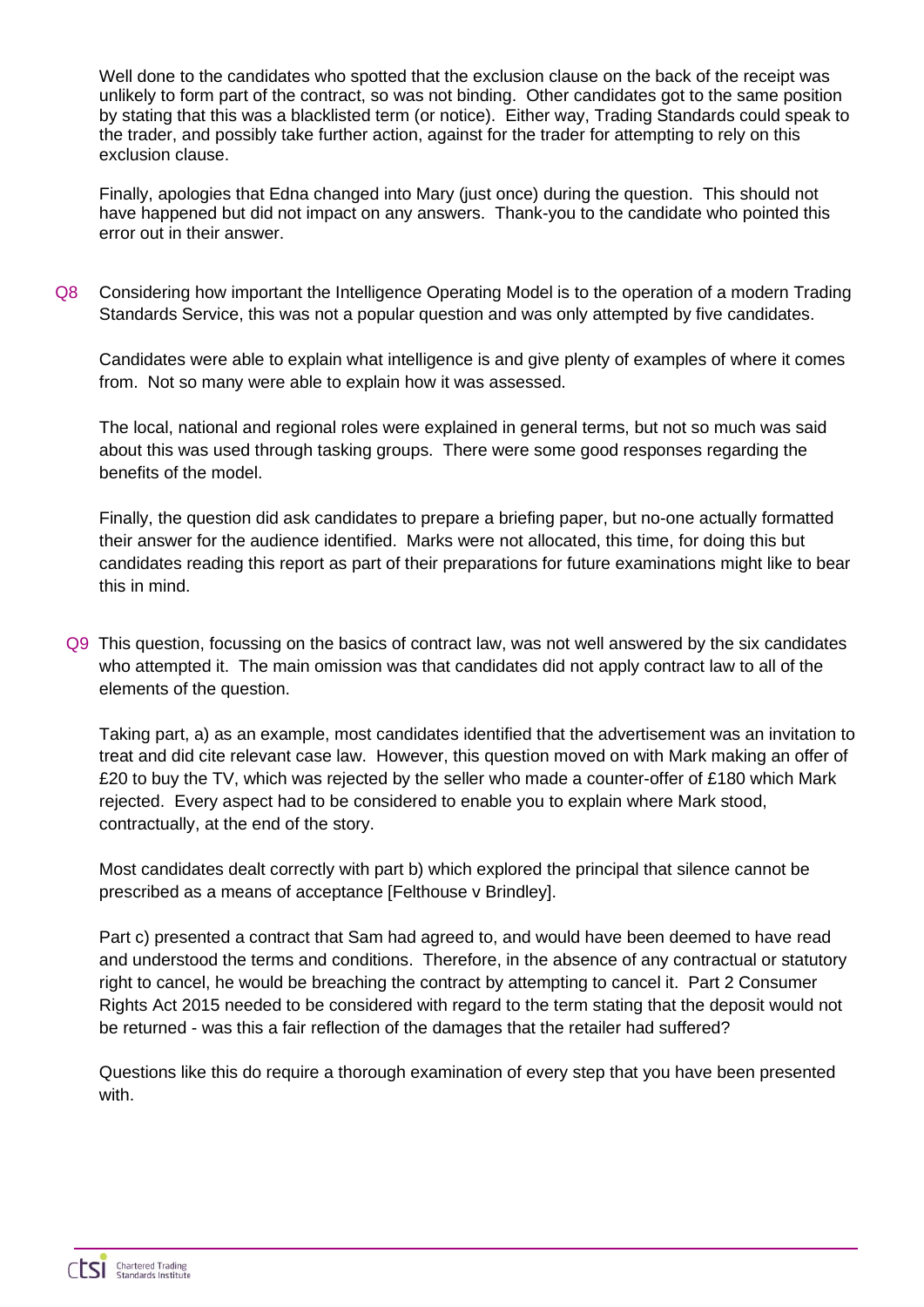Well done to the candidates who spotted that the exclusion clause on the back of the receipt was unlikely to form part of the contract, so was not binding. Other candidates got to the same position by stating that this was a blacklisted term (or notice). Either way, Trading Standards could speak to the trader, and possibly take further action, against for the trader for attempting to rely on this exclusion clause.

Finally, apologies that Edna changed into Mary (just once) during the question. This should not have happened but did not impact on any answers. Thank-you to the candidate who pointed this error out in their answer.

Q8 Considering how important the Intelligence Operating Model is to the operation of a modern Trading Standards Service, this was not a popular question and was only attempted by five candidates.

Candidates were able to explain what intelligence is and give plenty of examples of where it comes from. Not so many were able to explain how it was assessed.

The local, national and regional roles were explained in general terms, but not so much was said about this was used through tasking groups. There were some good responses regarding the benefits of the model.

Finally, the question did ask candidates to prepare a briefing paper, but no-one actually formatted their answer for the audience identified. Marks were not allocated, this time, for doing this but candidates reading this report as part of their preparations for future examinations might like to bear this in mind.

Q9 This question, focussing on the basics of contract law, was not well answered by the six candidates who attempted it. The main omission was that candidates did not apply contract law to all of the elements of the question.

Taking part, a) as an example, most candidates identified that the advertisement was an invitation to treat and did cite relevant case law. However, this question moved on with Mark making an offer of £20 to buy the TV, which was rejected by the seller who made a counter-offer of £180 which Mark rejected. Every aspect had to be considered to enable you to explain where Mark stood, contractually, at the end of the story.

Most candidates dealt correctly with part b) which explored the principal that silence cannot be prescribed as a means of acceptance [Felthouse v Brindley].

Part c) presented a contract that Sam had agreed to, and would have been deemed to have read and understood the terms and conditions. Therefore, in the absence of any contractual or statutory right to cancel, he would be breaching the contract by attempting to cancel it. Part 2 Consumer Rights Act 2015 needed to be considered with regard to the term stating that the deposit would not be returned - was this a fair reflection of the damages that the retailer had suffered?

Questions like this do require a thorough examination of every step that you have been presented with.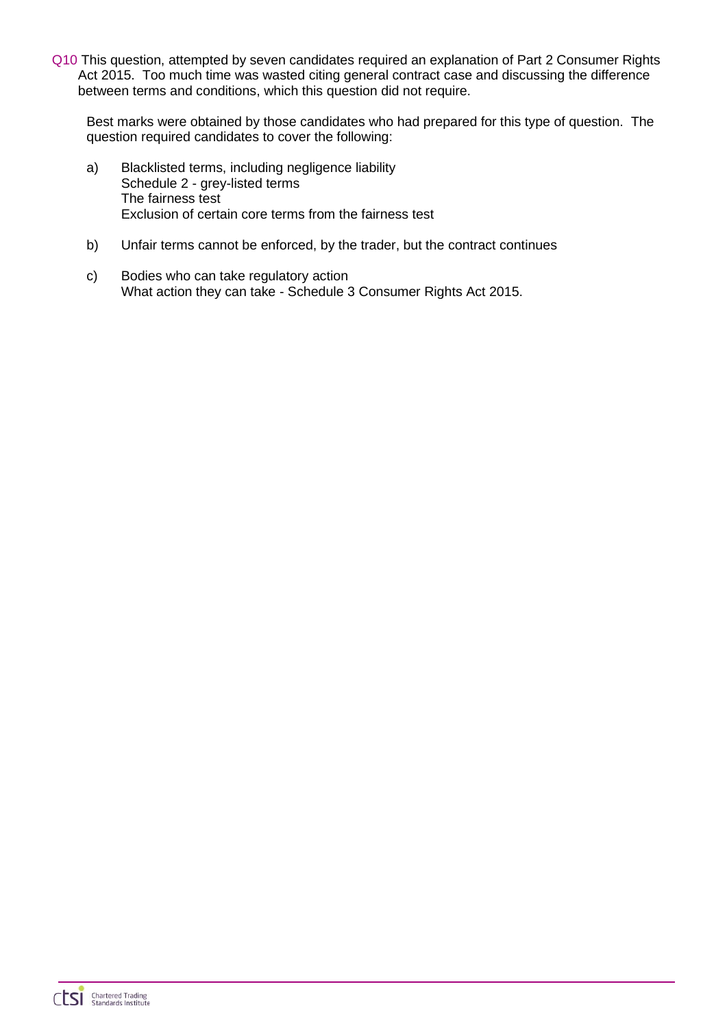Q10 This question, attempted by seven candidates required an explanation of Part 2 Consumer Rights Act 2015. Too much time was wasted citing general contract case and discussing the difference between terms and conditions, which this question did not require.

Best marks were obtained by those candidates who had prepared for this type of question. The question required candidates to cover the following:

a) Blacklisted terms, including negligence liability
   Schedule 2 - grey-listed terms
   The fairness test
   Exclusion of certain core terms from the fairness test

b) Unfair terms cannot be enforced, by the trader, but the contract continues

c) Bodies who can take regulatory action
   What action they can take - Schedule 3 Consumer Rights Act 2015.